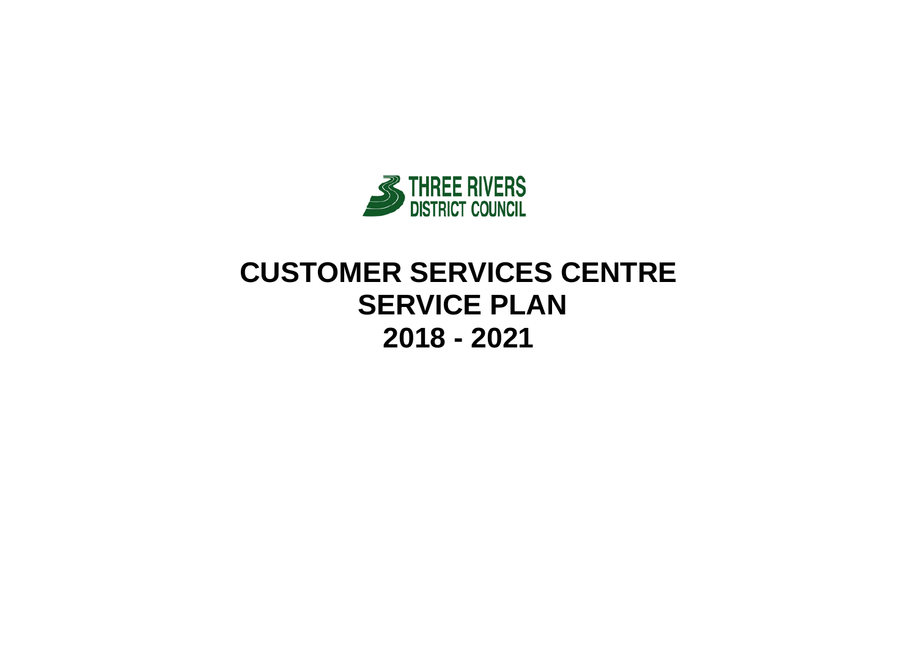THREE RIVERS DISTRICT COUNCIL

# CUSTOMER SERVICES CENTRE SERVICE PLAN 2018 - 2021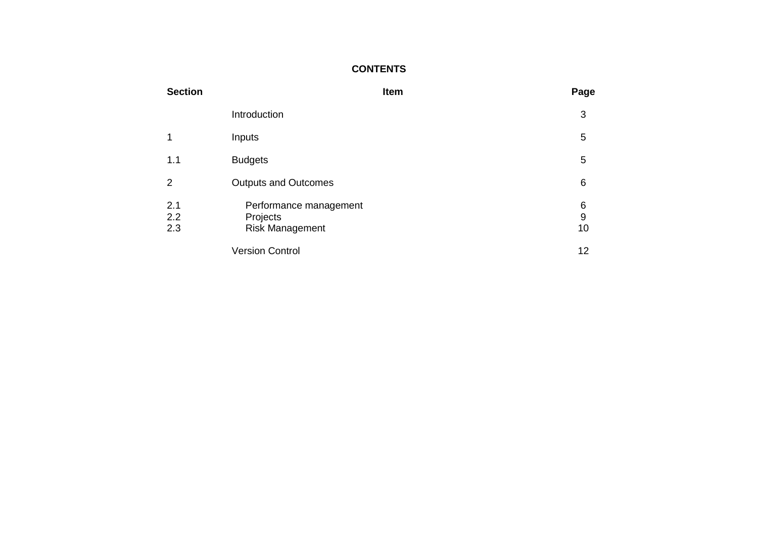**CONTENTS**

| Section | Item | Page |
|---|---|---|
| | Introduction | 3 |
| 1 | Inputs | 5 |
| 1.1 | Budgets | 5 |
| 2 | Outputs and Outcomes | 6 |
| 2.1 | Performance management | 6 |
| 2.2 | Projects | 9 |
| 2.3 | Risk Management | 10 |
| | Version Control | 12 |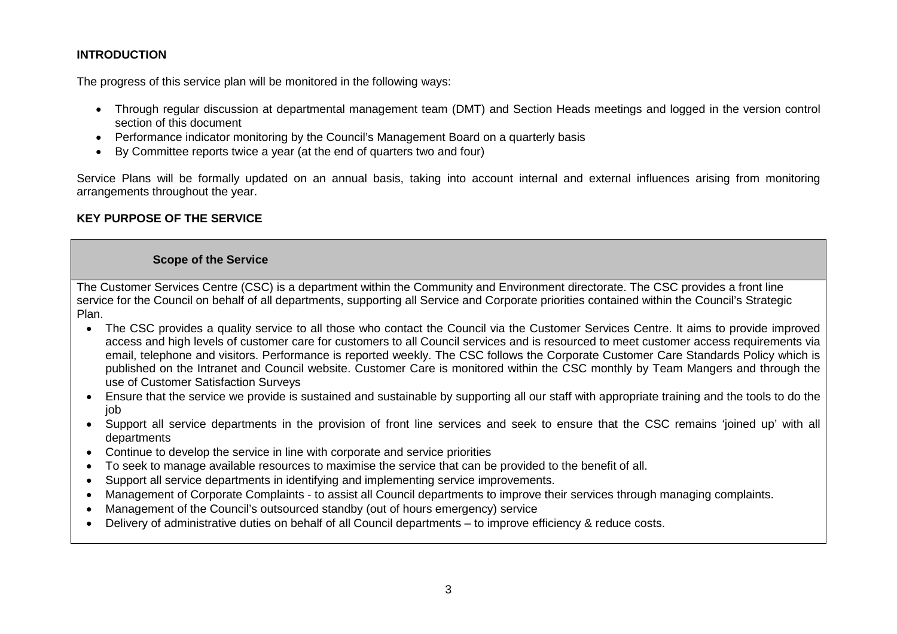## INTRODUCTION

The progress of this service plan will be monitored in the following ways:

- Through regular discussion at departmental management team (DMT) and Section Heads meetings and logged in the version control section of this document
- Performance indicator monitoring by the Council's Management Board on a quarterly basis
- By Committee reports twice a year (at the end of quarters two and four)

Service Plans will be formally updated on an annual basis, taking into account internal and external influences arising from monitoring arrangements throughout the year.

## KEY PURPOSE OF THE SERVICE

### Scope of the Service

The Customer Services Centre (CSC) is a department within the Community and Environment directorate. The CSC provides a front line service for the Council on behalf of all departments, supporting all Service and Corporate priorities contained within the Council's Strategic Plan.

- The CSC provides a quality service to all those who contact the Council via the Customer Services Centre. It aims to provide improved access and high levels of customer care for customers to all Council services and is resourced to meet customer access requirements via email, telephone and visitors. Performance is reported weekly. The CSC follows the Corporate Customer Care Standards Policy which is published on the Intranet and Council website. Customer Care is monitored within the CSC monthly by Team Mangers and through the use of Customer Satisfaction Surveys
- Ensure that the service we provide is sustained and sustainable by supporting all our staff with appropriate training and the tools to do the job
- Support all service departments in the provision of front line services and seek to ensure that the CSC remains 'joined up' with all departments
- Continue to develop the service in line with corporate and service priorities
- To seek to manage available resources to maximise the service that can be provided to the benefit of all.
- Support all service departments in identifying and implementing service improvements.
- Management of Corporate Complaints - to assist all Council departments to improve their services through managing complaints.
- Management of the Council's outsourced standby (out of hours emergency) service
- Delivery of administrative duties on behalf of all Council departments – to improve efficiency & reduce costs.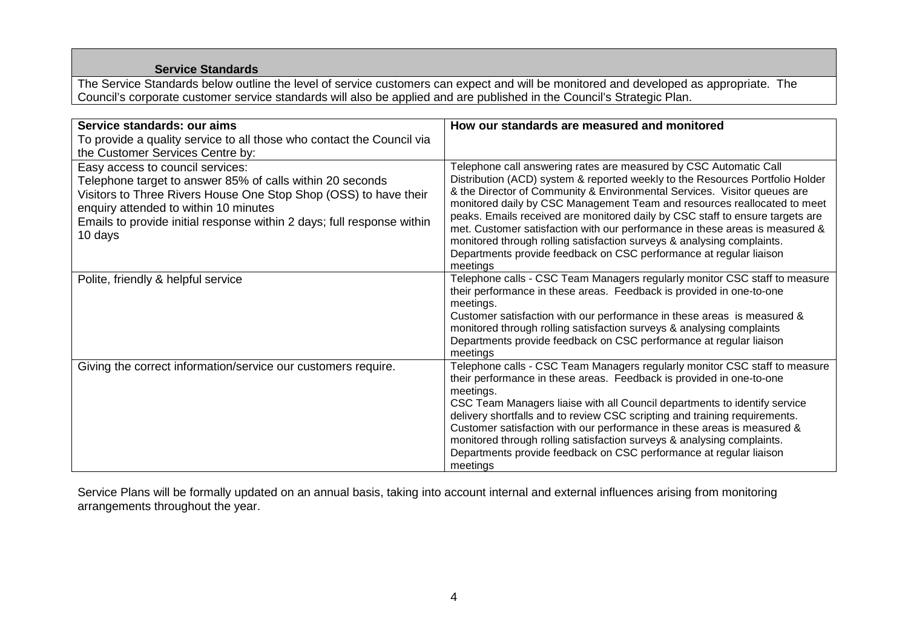## Service Standards

The Service Standards below outline the level of service customers can expect and will be monitored and developed as appropriate. The Council's corporate customer service standards will also be applied and are published in the Council's Strategic Plan.

| **Service standards: our aims**<br>To provide a quality service to all those who contact the Council via the Customer Services Centre by: | **How our standards are measured and monitored** |
|---|---|
| Easy access to council services:<br>Telephone target to answer 85% of calls within 20 seconds<br>Visitors to Three Rivers House One Stop Shop (OSS) to have their enquiry attended to within 10 minutes<br>Emails to provide initial response within 2 days; full response within 10 days | Telephone call answering rates are measured by CSC Automatic Call Distribution (ACD) system & reported weekly to the Resources Portfolio Holder & the Director of Community & Environmental Services. Visitor queues are monitored daily by CSC Management Team and resources reallocated to meet peaks. Emails received are monitored daily by CSC staff to ensure targets are met. Customer satisfaction with our performance in these areas is measured & monitored through rolling satisfaction surveys & analysing complaints. Departments provide feedback on CSC performance at regular liaison meetings |
| Polite, friendly & helpful service | Telephone calls - CSC Team Managers regularly monitor CSC staff to measure their performance in these areas. Feedback is provided in one-to-one meetings.<br>Customer satisfaction with our performance in these areas is measured & monitored through rolling satisfaction surveys & analysing complaints<br>Departments provide feedback on CSC performance at regular liaison meetings |
| Giving the correct information/service our customers require. | Telephone calls - CSC Team Managers regularly monitor CSC staff to measure their performance in these areas. Feedback is provided in one-to-one meetings.<br>CSC Team Managers liaise with all Council departments to identify service delivery shortfalls and to review CSC scripting and training requirements.<br>Customer satisfaction with our performance in these areas is measured & monitored through rolling satisfaction surveys & analysing complaints.<br>Departments provide feedback on CSC performance at regular liaison meetings |

Service Plans will be formally updated on an annual basis, taking into account internal and external influences arising from monitoring arrangements throughout the year.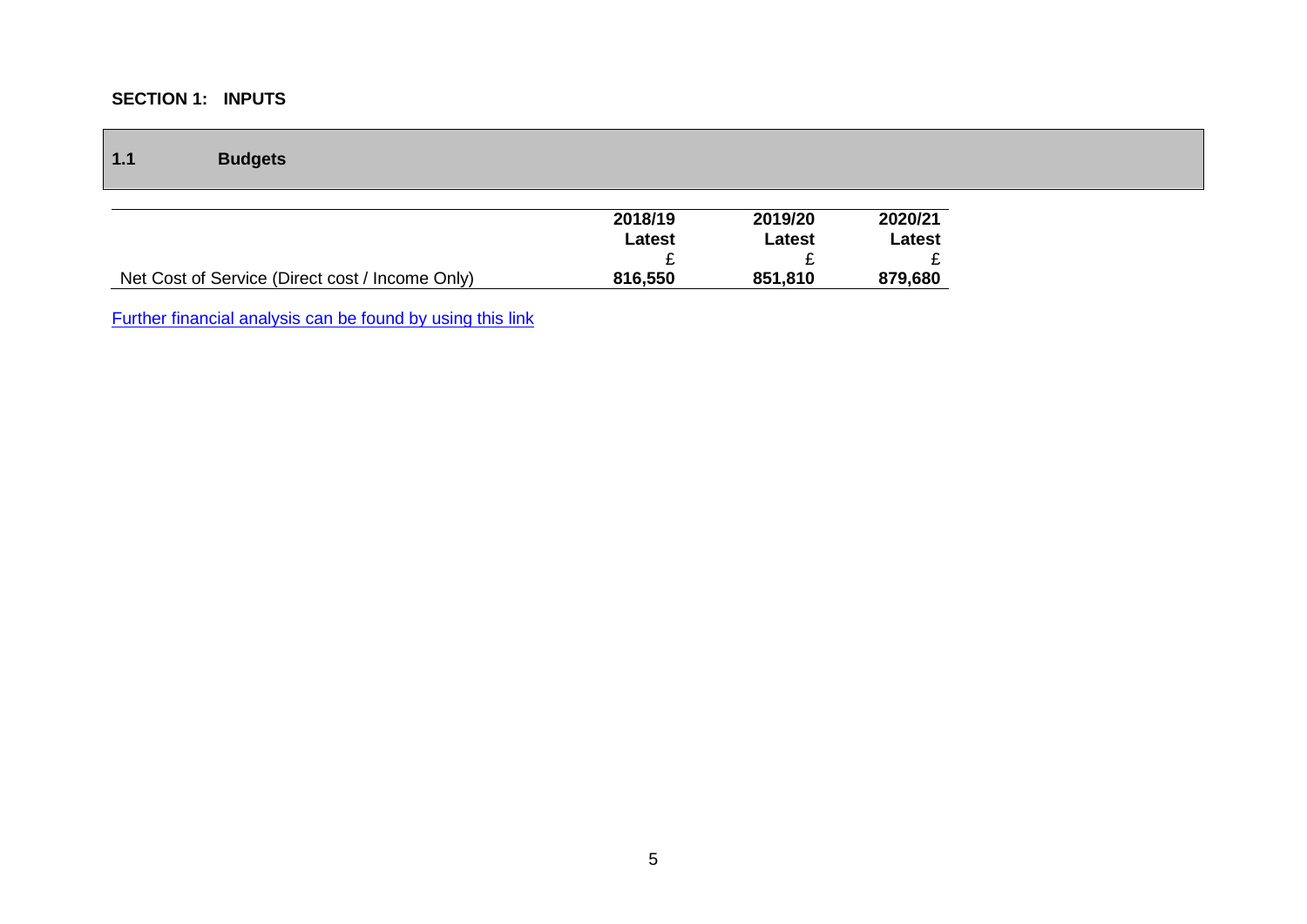**SECTION 1: INPUTS**

## 1.1 Budgets

| | 2018/19 Latest £ | 2019/20 Latest £ | 2020/21 Latest £ |
|---|---|---|---|
| Net Cost of Service (Direct cost / Income Only) | **816,550** | **851,810** | **879,680** |

Further financial analysis can be found by using this link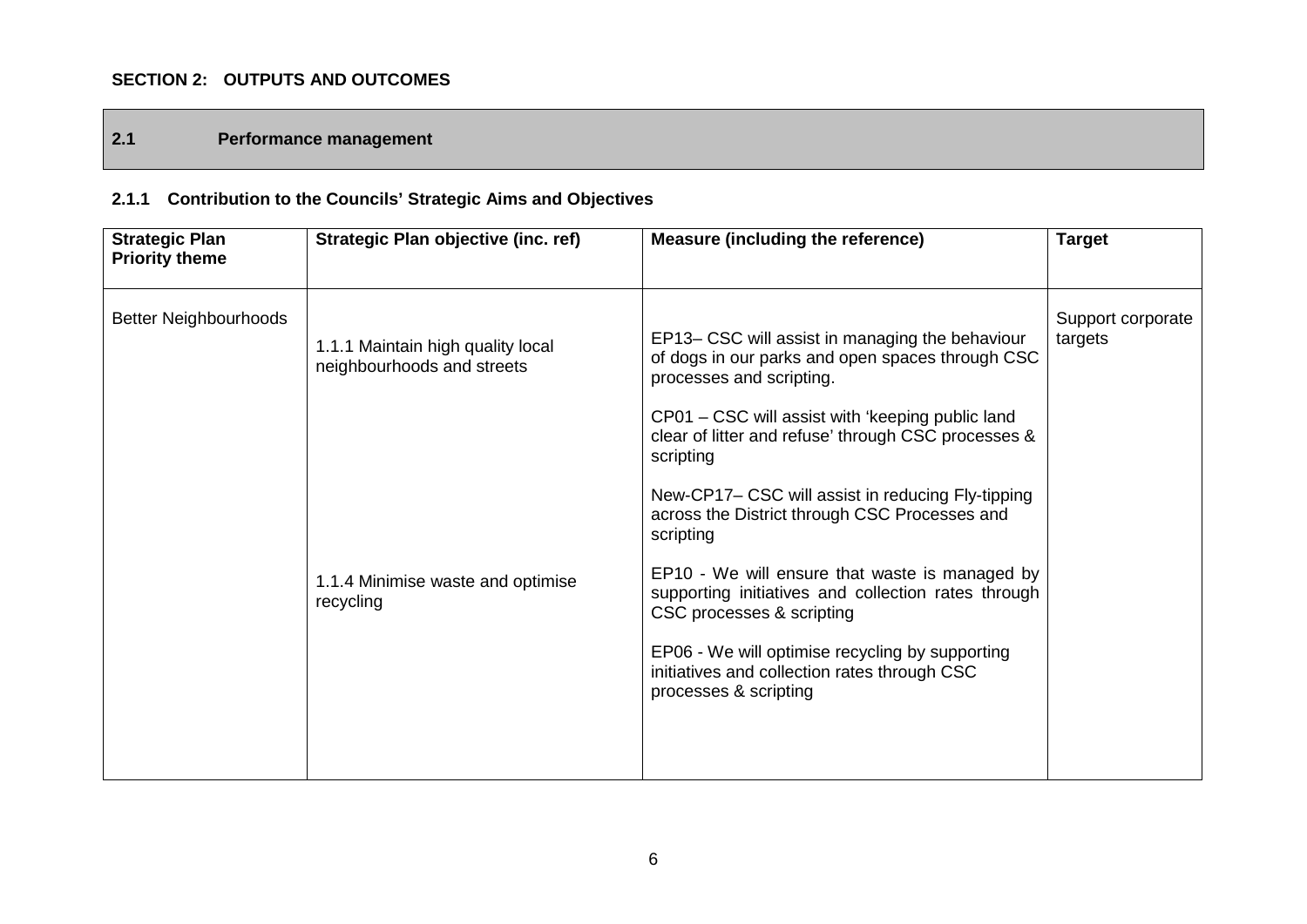**SECTION 2: OUTPUTS AND OUTCOMES**

## 2.1 Performance management

### 2.1.1 Contribution to the Councils' Strategic Aims and Objectives

| Strategic Plan Priority theme | Strategic Plan objective (inc. ref) | Measure (including the reference) | Target |
|---|---|---|---|
| Better Neighbourhoods | 1.1.1 Maintain high quality local neighbourhoods and streets | EP13– CSC will assist in managing the behaviour of dogs in our parks and open spaces through CSC processes and scripting. | Support corporate targets |
| | | CP01 – CSC will assist with 'keeping public land clear of litter and refuse' through CSC processes & scripting | |
| | | New-CP17– CSC will assist in reducing Fly-tipping across the District through CSC Processes and scripting | |
| | 1.1.4 Minimise waste and optimise recycling | EP10 - We will ensure that waste is managed by supporting initiatives and collection rates through CSC processes & scripting | |
| | | EP06 - We will optimise recycling by supporting initiatives and collection rates through CSC processes & scripting | |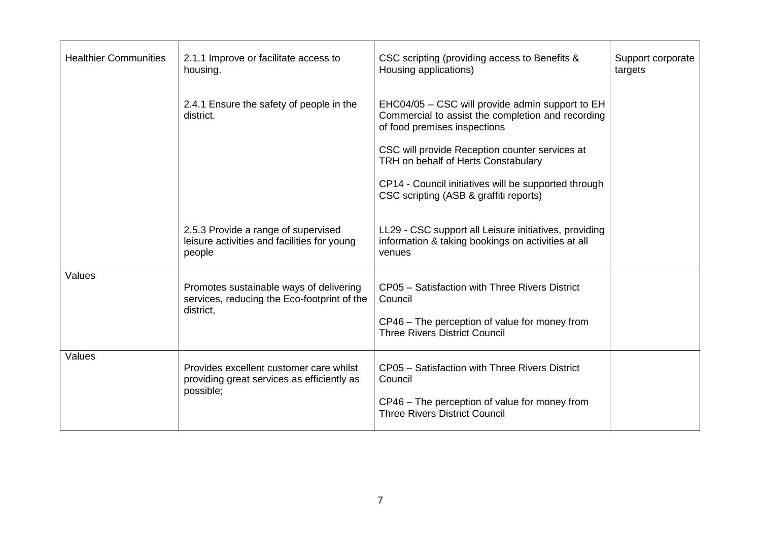| Healthier Communities | 2.1.1 Improve or facilitate access to housing. | CSC scripting (providing access to Benefits & Housing applications) | Support corporate targets |
|---|---|---|---|
| | 2.4.1 Ensure the safety of people in the district. | EHC04/05 – CSC will provide admin support to EH Commercial to assist the completion and recording of food premises inspections<br><br>CSC will provide Reception counter services at TRH on behalf of Herts Constabulary<br><br>CP14 - Council initiatives will be supported through CSC scripting (ASB & graffiti reports) | |
| | 2.5.3 Provide a range of supervised leisure activities and facilities for young people | LL29 - CSC support all Leisure initiatives, providing information & taking bookings on activities at all venues | |
| Values | Promotes sustainable ways of delivering services, reducing the Eco-footprint of the district, | CP05 – Satisfaction with Three Rivers District Council<br><br>CP46 – The perception of value for money from Three Rivers District Council | |
| Values | Provides excellent customer care whilst providing great services as efficiently as possible; | CP05 – Satisfaction with Three Rivers District Council<br><br>CP46 – The perception of value for money from Three Rivers District Council | |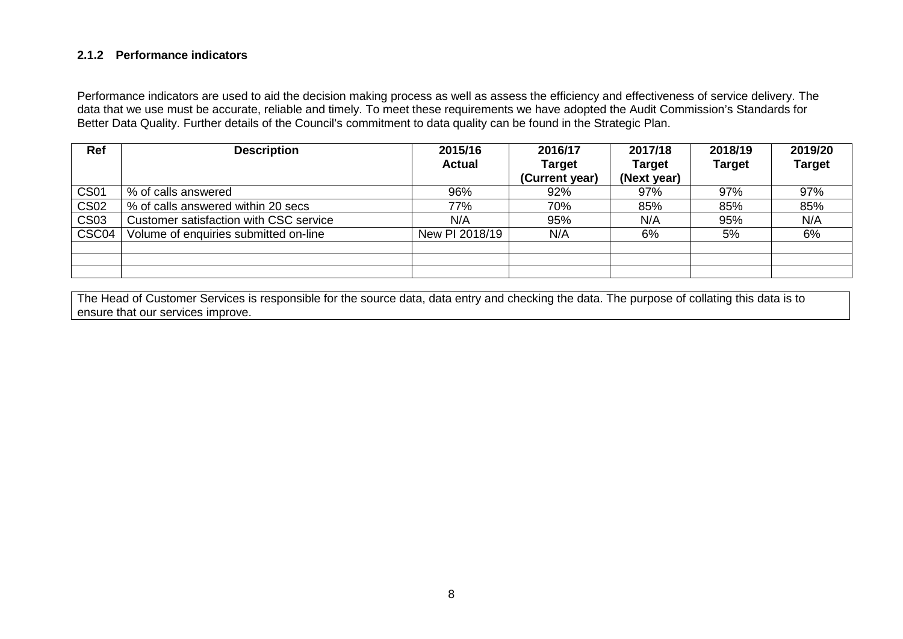### 2.1.2 Performance indicators

Performance indicators are used to aid the decision making process as well as assess the efficiency and effectiveness of service delivery. The data that we use must be accurate, reliable and timely. To meet these requirements we have adopted the Audit Commission's Standards for Better Data Quality. Further details of the Council's commitment to data quality can be found in the Strategic Plan.

| Ref | Description | 2015/16 Actual | 2016/17 Target (Current year) | 2017/18 Target (Next year) | 2018/19 Target | 2019/20 Target |
|---|---|---|---|---|---|---|
| CS01 | % of calls answered | 96% | 92% | 97% | 97% | 97% |
| CS02 | % of calls answered within 20 secs | 77% | 70% | 85% | 85% | 85% |
| CS03 | Customer satisfaction with CSC service | N/A | 95% | N/A | 95% | N/A |
| CSC04 | Volume of enquiries submitted on-line | New PI 2018/19 | N/A | 6% | 5% | 6% |
| | | | | | | |
| | | | | | | |
| | | | | | | |

The Head of Customer Services is responsible for the source data, data entry and checking the data. The purpose of collating this data is to ensure that our services improve.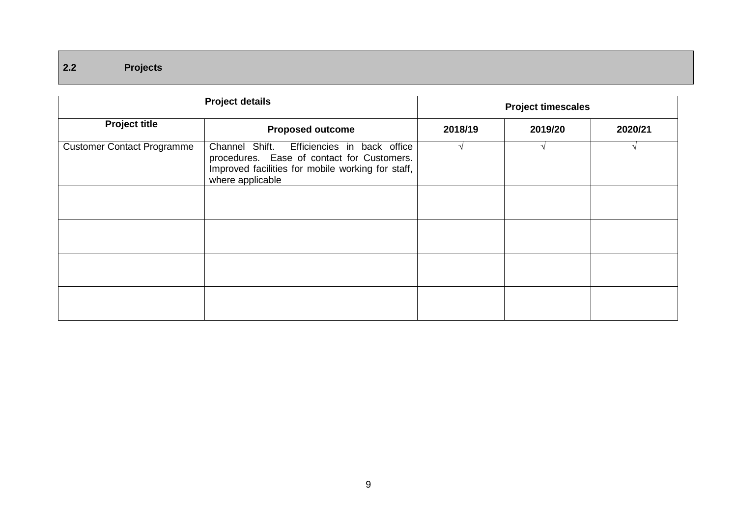## 2.2 Projects

| Project details | | Project timescales | | |
|---|---|---|---|---|
| **Project title** | **Proposed outcome** | **2018/19** | **2019/20** | **2020/21** |
| Customer Contact Programme | Channel Shift. Efficiencies in back office procedures. Ease of contact for Customers. Improved facilities for mobile working for staff, where applicable | √ | √ | √ |
| | | | | |
| | | | | |
| | | | | |
| | | | | |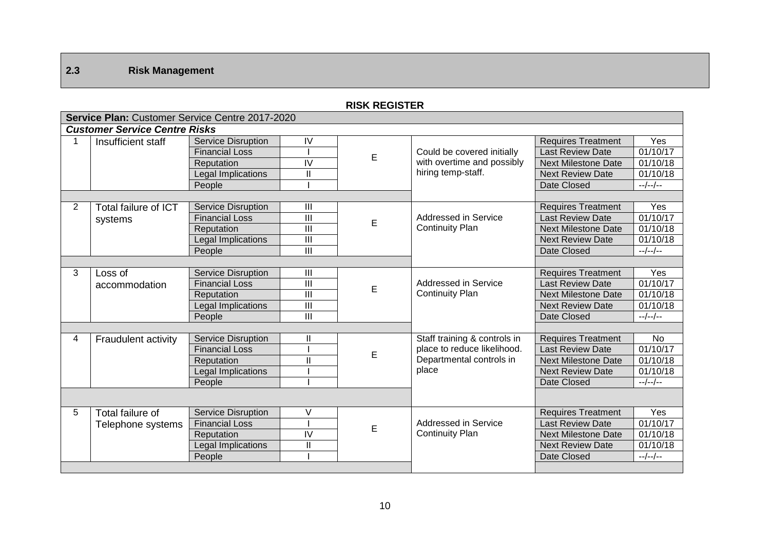## 2.3 Risk Management

**RISK REGISTER**

| **Service Plan:** Customer Service Centre 2017-2020 | | | | | | | |
|---|---|---|---|---|---|---|---|
| ***Customer Service Centre Risks*** | | | | | | | |
| 1 | Insufficient staff | Service Disruption | IV | E | Could be covered initially with overtime and possibly hiring temp-staff. | Requires Treatment | Yes |
| | | Financial Loss | I | | | Last Review Date | 01/10/17 |
| | | Reputation | IV | | | Next Milestone Date | 01/10/18 |
| | | Legal Implications | II | | | Next Review Date | 01/10/18 |
| | | People | I | | | Date Closed | --/--/-- |
| 2 | Total failure of ICT systems | Service Disruption | III | E | Addressed in Service Continuity Plan | Requires Treatment | Yes |
| | | Financial Loss | III | | | Last Review Date | 01/10/17 |
| | | Reputation | III | | | Next Milestone Date | 01/10/18 |
| | | Legal Implications | III | | | Next Review Date | 01/10/18 |
| | | People | III | | | Date Closed | --/--/-- |
| 3 | Loss of accommodation | Service Disruption | III | E | Addressed in Service Continuity Plan | Requires Treatment | Yes |
| | | Financial Loss | III | | | Last Review Date | 01/10/17 |
| | | Reputation | III | | | Next Milestone Date | 01/10/18 |
| | | Legal Implications | III | | | Next Review Date | 01/10/18 |
| | | People | III | | | Date Closed | --/--/-- |
| 4 | Fraudulent activity | Service Disruption | II | E | Staff training & controls in place to reduce likelihood. Departmental controls in place | Requires Treatment | No |
| | | Financial Loss | I | | | Last Review Date | 01/10/17 |
| | | Reputation | II | | | Next Milestone Date | 01/10/18 |
| | | Legal Implications | I | | | Next Review Date | 01/10/18 |
| | | People | I | | | Date Closed | --/--/-- |
| 5 | Total failure of Telephone systems | Service Disruption | V | E | Addressed in Service Continuity Plan | Requires Treatment | Yes |
| | | Financial Loss | I | | | Last Review Date | 01/10/17 |
| | | Reputation | IV | | | Next Milestone Date | 01/10/18 |
| | | Legal Implications | II | | | Next Review Date | 01/10/18 |
| | | People | I | | | Date Closed | --/--/-- |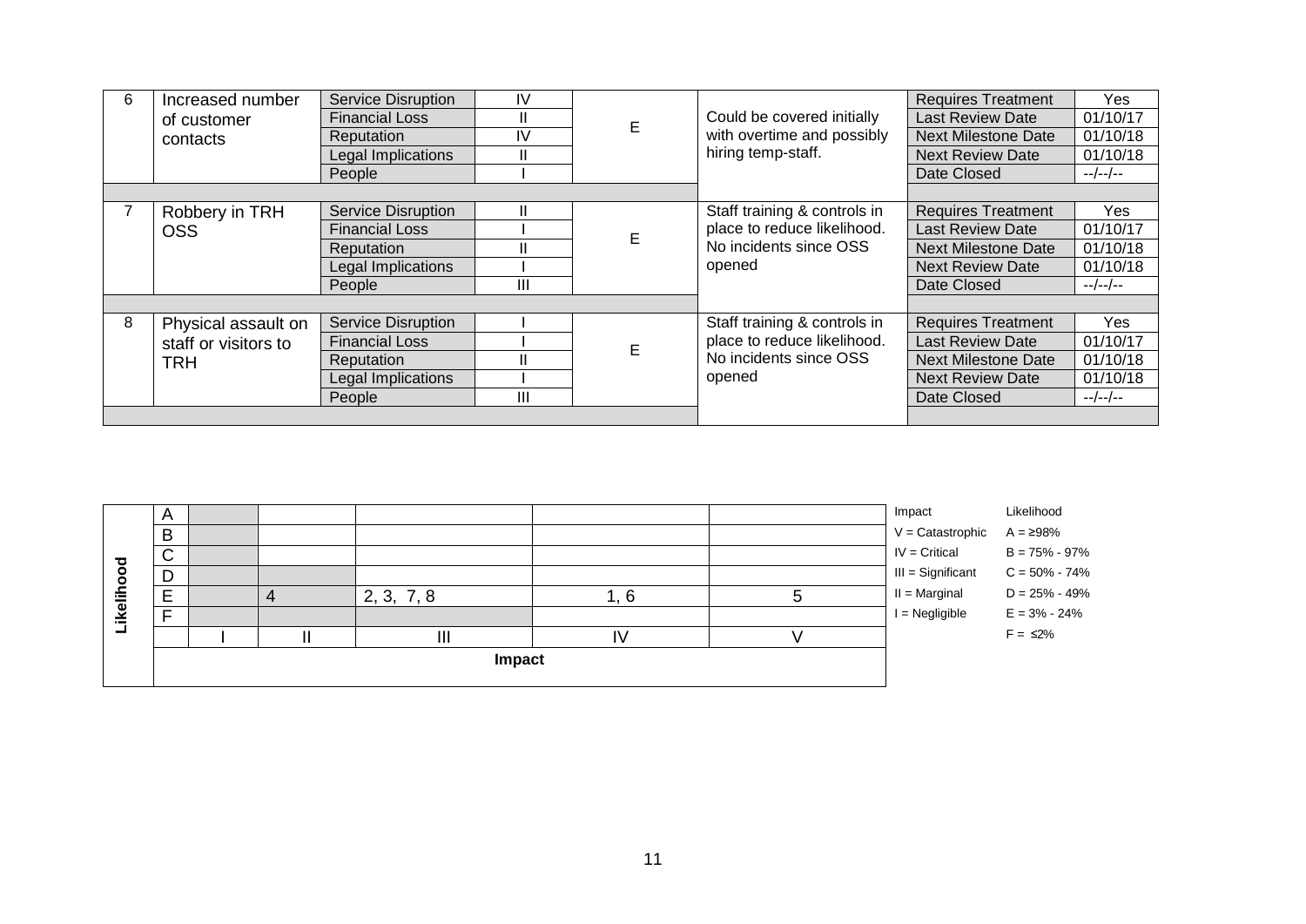| No. | Risk | Impact Category | Impact | Likelihood | Comments | Status | |
|---|---|---|---|---|---|---|---|
| 6 | Increased number of customer contacts | Service Disruption | IV | E | Could be covered initially with overtime and possibly hiring temp-staff. | Requires Treatment | Yes |
| | | Financial Loss | II | | | Last Review Date | 01/10/17 |
| | | Reputation | IV | | | Next Milestone Date | 01/10/18 |
| | | Legal Implications | II | | | Next Review Date | 01/10/18 |
| | | People | I | | | Date Closed | --/--/-- |
| 7 | Robbery in TRH OSS | Service Disruption | II | E | Staff training & controls in place to reduce likelihood. No incidents since OSS opened | Requires Treatment | Yes |
| | | Financial Loss | I | | | Last Review Date | 01/10/17 |
| | | Reputation | II | | | Next Milestone Date | 01/10/18 |
| | | Legal Implications | I | | | Next Review Date | 01/10/18 |
| | | People | III | | | Date Closed | --/--/-- |
| 8 | Physical assault on staff or visitors to TRH | Service Disruption | I | E | Staff training & controls in place to reduce likelihood. No incidents since OSS opened | Requires Treatment | Yes |
| | | Financial Loss | I | | | Last Review Date | 01/10/17 |
| | | Reputation | II | | | Next Milestone Date | 01/10/18 |
| | | Legal Implications | I | | | Next Review Date | 01/10/18 |
| | | People | III | | | Date Closed | --/--/-- |

| Likelihood | I | II | III | IV | V |
|---|---|---|---|---|---|
| A | | | | | |
| B | | | | | |
| C | | | | | |
| D | | | | | |
| E | | 4 | 2, 3, 7, 8 | 1, 6 | 5 |
| F | | | | | |
| | **Impact** | | | | |

| Impact | Likelihood |
|---|---|
| V = Catastrophic | A = ≥98% |
| IV = Critical | B = 75% - 97% |
| III = Significant | C = 50% - 74% |
| II = Marginal | D = 25% - 49% |
| I = Negligible | E = 3% - 24% |
| | F = ≤2% |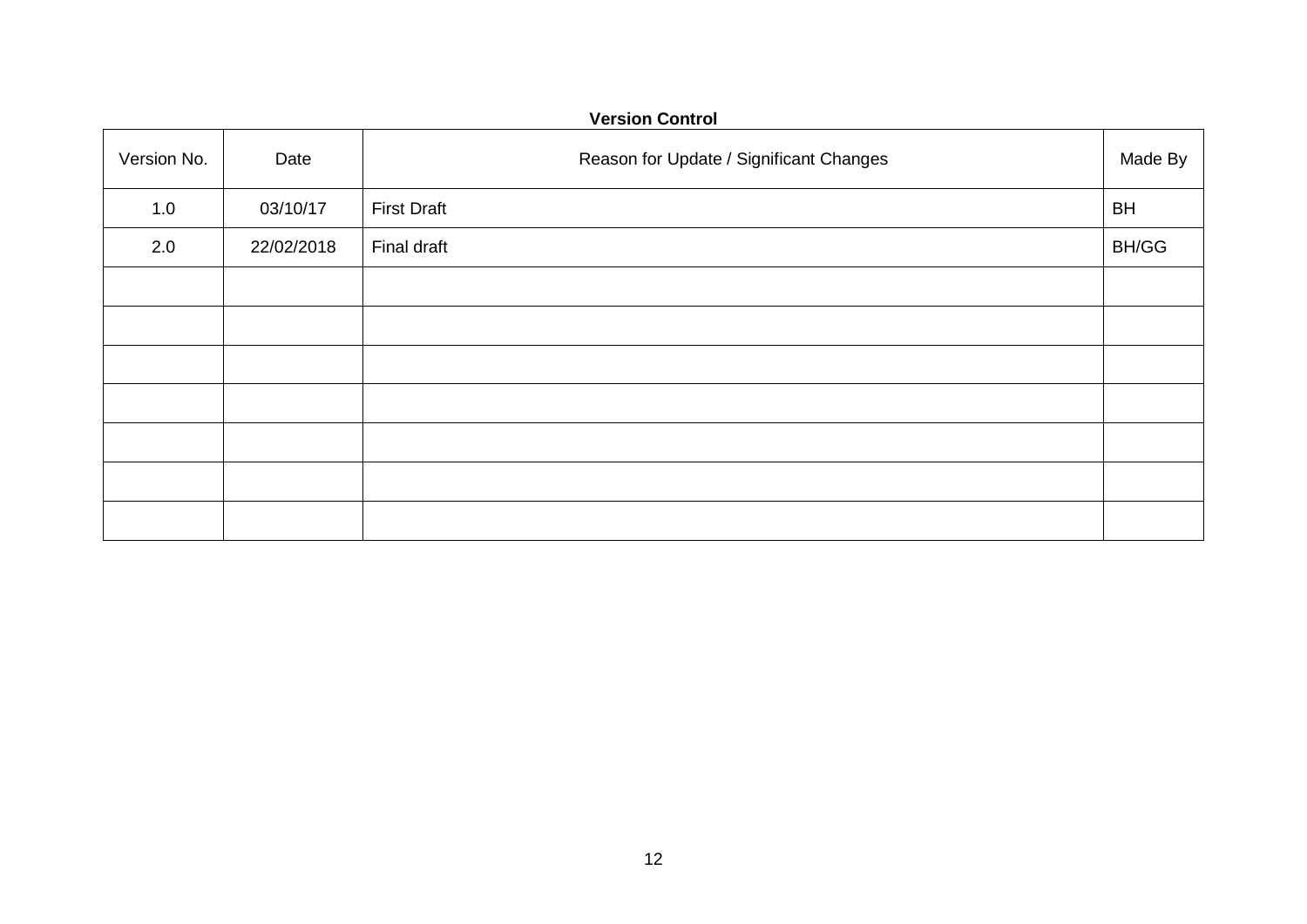**Version Control**

| Version No. | Date | Reason for Update / Significant Changes | Made By |
| --- | --- | --- | --- |
| 1.0 | 03/10/17 | First Draft | BH |
| 2.0 | 22/02/2018 | Final draft | BH/GG |
| | | | |
| | | | |
| | | | |
| | | | |
| | | | |
| | | | |
| | | | |